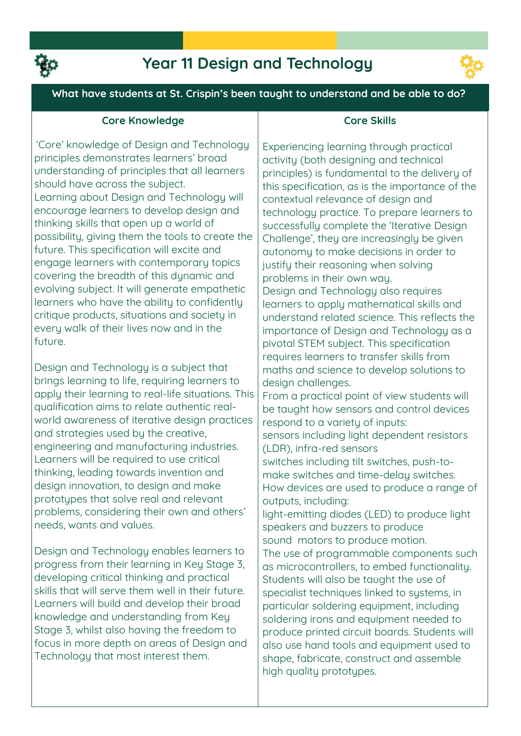# Year 11 Design and Technology

## What have students at St. Crispin's been taught to understand and be able to do?

### Core Knowledge

'Core' knowledge of Design and Technology principles demonstrates learners' broad understanding of principles that all learners should have across the subject.
Learning about Design and Technology will encourage learners to develop design and thinking skills that open up a world of possibility, giving them the tools to create the future. This specification will excite and engage learners with contemporary topics covering the breadth of this dynamic and evolving subject. It will generate empathetic learners who have the ability to confidently critique products, situations and society in every walk of their lives now and in the future.

Design and Technology is a subject that brings learning to life, requiring learners to apply their learning to real-life situations. This qualification aims to relate authentic real-world awareness of iterative design practices and strategies used by the creative, engineering and manufacturing industries. Learners will be required to use critical thinking, leading towards invention and design innovation, to design and make prototypes that solve real and relevant problems, considering their own and others' needs, wants and values.

Design and Technology enables learners to progress from their learning in Key Stage 3, developing critical thinking and practical skills that will serve them well in their future. Learners will build and develop their broad knowledge and understanding from Key Stage 3, whilst also having the freedom to focus in more depth on areas of Design and Technology that most interest them.

### Core Skills

Experiencing learning through practical activity (both designing and technical principles) is fundamental to the delivery of this specification, as is the importance of the contextual relevance of design and technology practice. To prepare learners to successfully complete the 'Iterative Design Challenge', they are increasingly be given autonomy to make decisions in order to justify their reasoning when solving problems in their own way.
Design and Technology also requires learners to apply mathematical skills and understand related science. This reflects the importance of Design and Technology as a pivotal STEM subject. This specification requires learners to transfer skills from maths and science to develop solutions to design challenges.
From a practical point of view students will be taught how sensors and control devices respond to a variety of inputs:
sensors including light dependent resistors (LDR), infra-red sensors
switches including tilt switches, push-to-make switches and time-delay switches.
How devices are used to produce a range of outputs, including:
light-emitting diodes (LED) to produce light
speakers and buzzers to produce sound motors to produce motion.
The use of programmable components such as microcontrollers, to embed functionality.
Students will also be taught the use of specialist techniques linked to systems, in particular soldering equipment, including soldering irons and equipment needed to produce printed circuit boards. Students will also use hand tools and equipment used to shape, fabricate, construct and assemble high quality prototypes.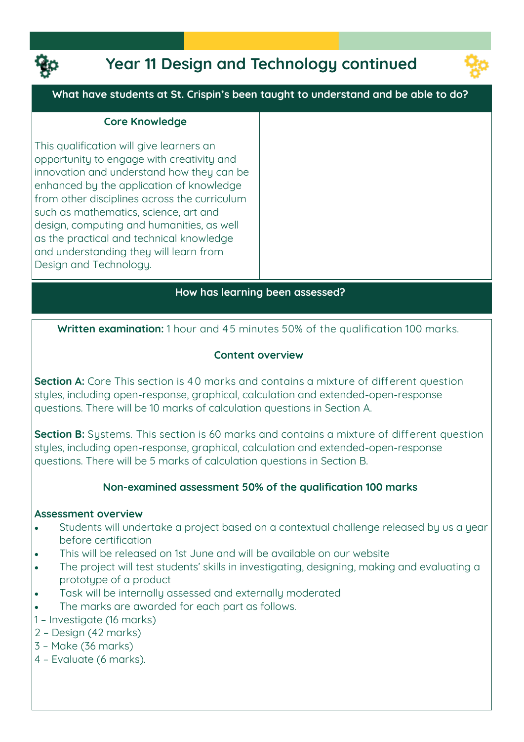# Year 11 Design and Technology continued

## What have students at St. Crispin's been taught to understand and be able to do?

### Core Knowledge

This qualification will give learners an opportunity to engage with creativity and innovation and understand how they can be enhanced by the application of knowledge from other disciplines across the curriculum such as mathematics, science, art and design, computing and humanities, as well as the practical and technical knowledge and understanding they will learn from Design and Technology.

## How has learning been assessed?

**Written examination:** 1 hour and 45 minutes 50% of the qualification 100 marks.

### Content overview

**Section A:** Core This section is 40 marks and contains a mixture of different question styles, including open-response, graphical, calculation and extended-open-response questions. There will be 10 marks of calculation questions in Section A.

**Section B:** Systems. This section is 60 marks and contains a mixture of different question styles, including open-response, graphical, calculation and extended-open-response questions. There will be 5 marks of calculation questions in Section B.

### Non-examined assessment 50% of the qualification 100 marks

**Assessment overview**

- Students will undertake a project based on a contextual challenge released by us a year before certification
- This will be released on 1st June and will be available on our website
- The project will test students' skills in investigating, designing, making and evaluating a prototype of a product
- Task will be internally assessed and externally moderated
- The marks are awarded for each part as follows.

1 – Investigate (16 marks)
2 – Design (42 marks)
3 – Make (36 marks)
4 – Evaluate (6 marks).